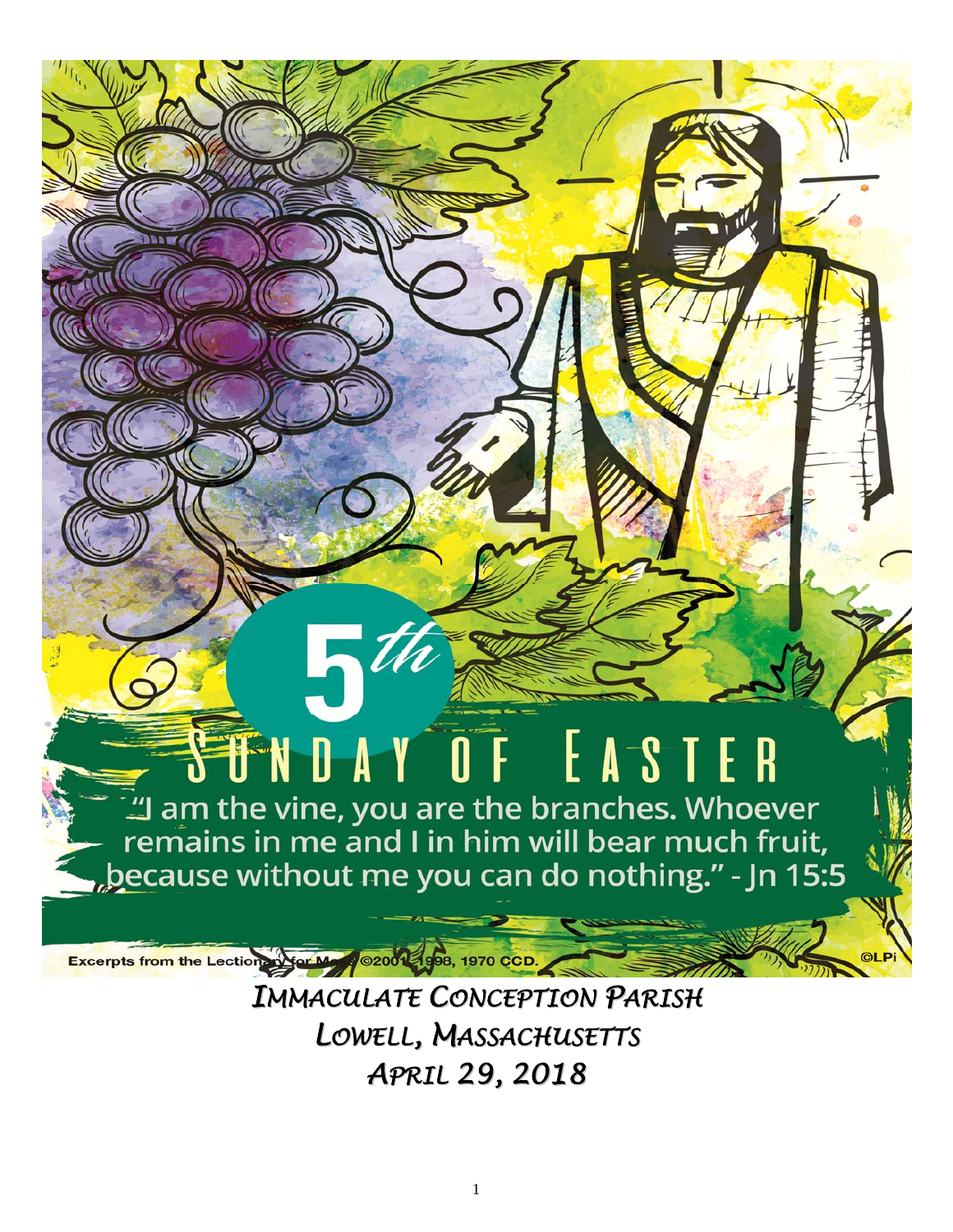# 5th SUNDAY OF EASTER

"I am the vine, you are the branches. Whoever remains in me and I in him will bear much fruit, because without me you can do nothing." - Jn 15:5

Excerpts from the Lectionary for Mass ©2001, 1998, 1970 CCD. ©LPi

***IMMACULATE CONCEPTION PARISH***

***LOWELL, MASSACHUSETTS***

***APRIL 29, 2018***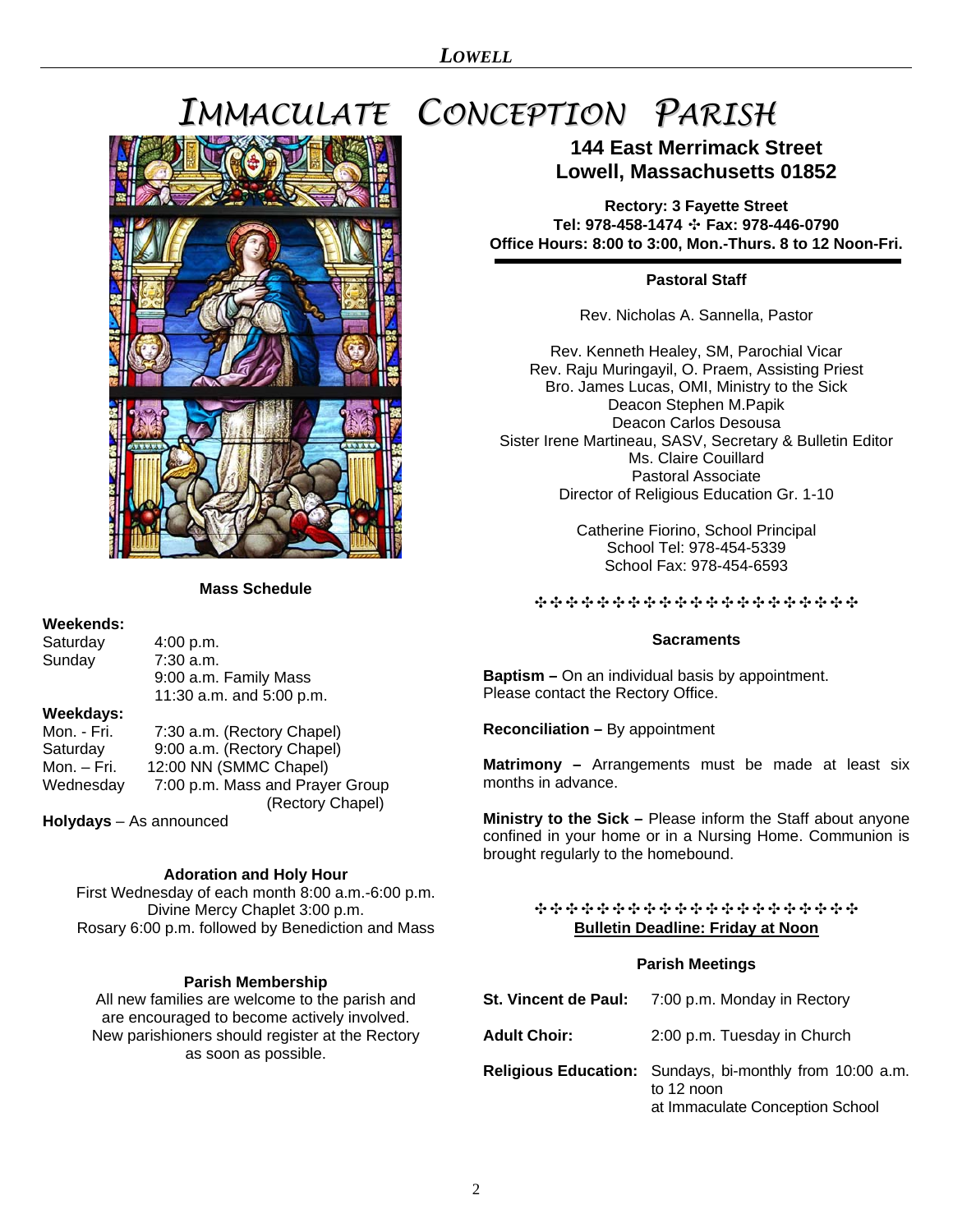# IMMACULATE CONCEPTION PARISH

**144 East Merrimack Street**
**Lowell, Massachusetts 01852**

**Rectory: 3 Fayette Street**
**Tel: 978-458-1474 ✣ Fax: 978-446-0790**
**Office Hours: 8:00 to 3:00, Mon.-Thurs. 8 to 12 Noon-Fri.**

### Mass Schedule

**Weekends:**

| | |
|---|---|
| Saturday | 4:00 p.m. |
| Sunday | 7:30 a.m. |
| | 9:00 a.m. Family Mass |
| | 11:30 a.m. and 5:00 p.m. |

**Weekdays:**

| | |
|---|---|
| Mon. - Fri. | 7:30 a.m. (Rectory Chapel) |
| Saturday | 9:00 a.m. (Rectory Chapel) |
| Mon. – Fri. | 12:00 NN (SMMC Chapel) |
| Wednesday | 7:00 p.m. Mass and Prayer Group (Rectory Chapel) |

**Holydays** – As announced

### Adoration and Holy Hour

First Wednesday of each month 8:00 a.m.-6:00 p.m.
Divine Mercy Chaplet 3:00 p.m.
Rosary 6:00 p.m. followed by Benediction and Mass

### Parish Membership

All new families are welcome to the parish and are encouraged to become actively involved. New parishioners should register at the Rectory as soon as possible.

### Pastoral Staff

Rev. Nicholas A. Sannella, Pastor

Rev. Kenneth Healey, SM, Parochial Vicar
Rev. Raju Muringayil, O. Praem, Assisting Priest
Bro. James Lucas, OMI, Ministry to the Sick
Deacon Stephen M.Papik
Deacon Carlos Desousa
Sister Irene Martineau, SASV, Secretary & Bulletin Editor
Ms. Claire Couillard
Pastoral Associate
Director of Religious Education Gr. 1-10

Catherine Fiorino, School Principal
School Tel: 978-454-5339
School Fax: 978-454-6593

✣✣✣✣✣✣✣✣✣✣✣✣✣✣✣✣✣✣✣✣✣✣✣

### Sacraments

**Baptism –** On an individual basis by appointment. Please contact the Rectory Office.

**Reconciliation –** By appointment

**Matrimony –** Arrangements must be made at least six months in advance.

**Ministry to the Sick –** Please inform the Staff about anyone confined in your home or in a Nursing Home. Communion is brought regularly to the homebound.

✣✣✣✣✣✣✣✣✣✣✣✣✣✣✣✣✣✣✣✣✣✣✣

**Bulletin Deadline: Friday at Noon**

### Parish Meetings

| | |
|---|---|
| **St. Vincent de Paul:** | 7:00 p.m. Monday in Rectory |
| **Adult Choir:** | 2:00 p.m. Tuesday in Church |
| **Religious Education:** | Sundays, bi-monthly from 10:00 a.m. to 12 noon at Immaculate Conception School |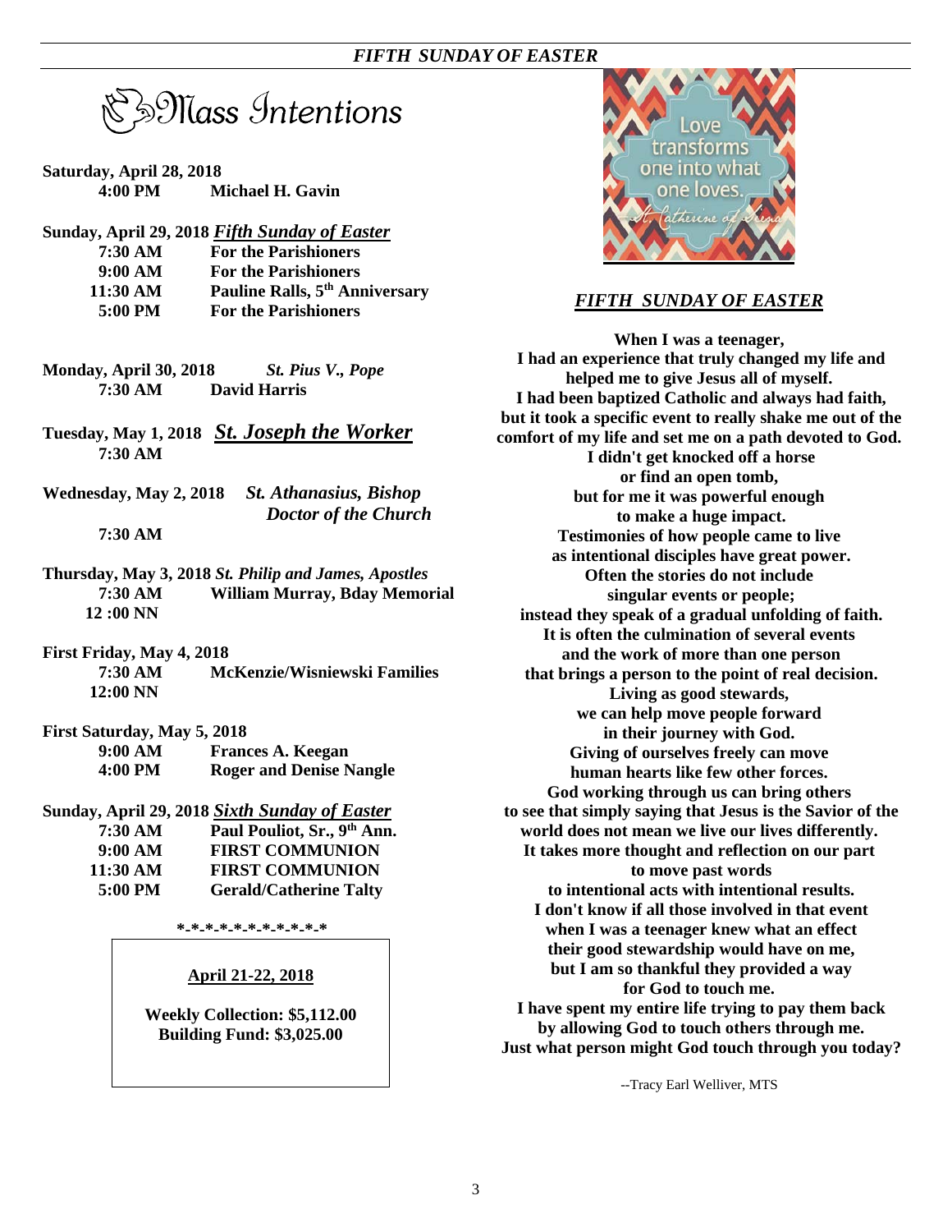# Mass Intentions

**Saturday, April 28, 2018**
**4:00 PM** **Michael H. Gavin**

**Sunday, April 29, 2018** ***Fifth Sunday of Easter***
**7:30 AM** **For the Parishioners**
**9:00 AM** **For the Parishioners**
**11:30 AM** **Pauline Ralls, 5th Anniversary**
**5:00 PM** **For the Parishioners**

**Monday, April 30, 2018** ***St. Pius V., Pope***
**7:30 AM** **David Harris**

**Tuesday, May 1, 2018** ***St. Joseph the Worker***
**7:30 AM**

**Wednesday, May 2, 2018** ***St. Athanasius, Bishop Doctor of the Church***
**7:30 AM**

**Thursday, May 3, 2018** ***St. Philip and James, Apostles***
**7:30 AM** **William Murray, Bday Memorial**
**12 :00 NN**

**First Friday, May 4, 2018**
**7:30 AM** **McKenzie/Wisniewski Families**
**12:00 NN**

**First Saturday, May 5, 2018**
**9:00 AM** **Frances A. Keegan**
**4:00 PM** **Roger and Denise Nangle**

**Sunday, April 29, 2018** ***Sixth Sunday of Easter***
**7:30 AM** **Paul Pouliot, Sr., 9th Ann.**
**9:00 AM** **FIRST COMMUNION**
**11:30 AM** **FIRST COMMUNION**
**5:00 PM** **Gerald/Catherine Talty**

*-*-*-*-*-*-*-*-*-*-*

**April 21-22, 2018**

**Weekly Collection: $5,112.00**
**Building Fund: $3,025.00**

Love transforms one into what one loves.
St. Catherine of Siena

## *FIFTH SUNDAY OF EASTER*

**When I was a teenager,
I had an experience that truly changed my life and helped me to give Jesus all of myself.
I had been baptized Catholic and always had faith, but it took a specific event to really shake me out of the comfort of my life and set me on a path devoted to God.
I didn't get knocked off a horse
or find an open tomb,
but for me it was powerful enough
to make a huge impact.
Testimonies of how people came to live
as intentional disciples have great power.
Often the stories do not include
singular events or people;
instead they speak of a gradual unfolding of faith.
It is often the culmination of several events
and the work of more than one person
that brings a person to the point of real decision.
Living as good stewards,
we can help move people forward
in their journey with God.
Giving of ourselves freely can move
human hearts like few other forces.
God working through us can bring others
to see that simply saying that Jesus is the Savior of the world does not mean we live our lives differently.
It takes more thought and reflection on our part
to move past words
to intentional acts with intentional results.
I don't know if all those involved in that event
when I was a teenager knew what an effect
their good stewardship would have on me,
but I am so thankful they provided a way
for God to touch me.
I have spent my entire life trying to pay them back
by allowing God to touch others through me.
Just what person might God touch through you today?**

--Tracy Earl Welliver, MTS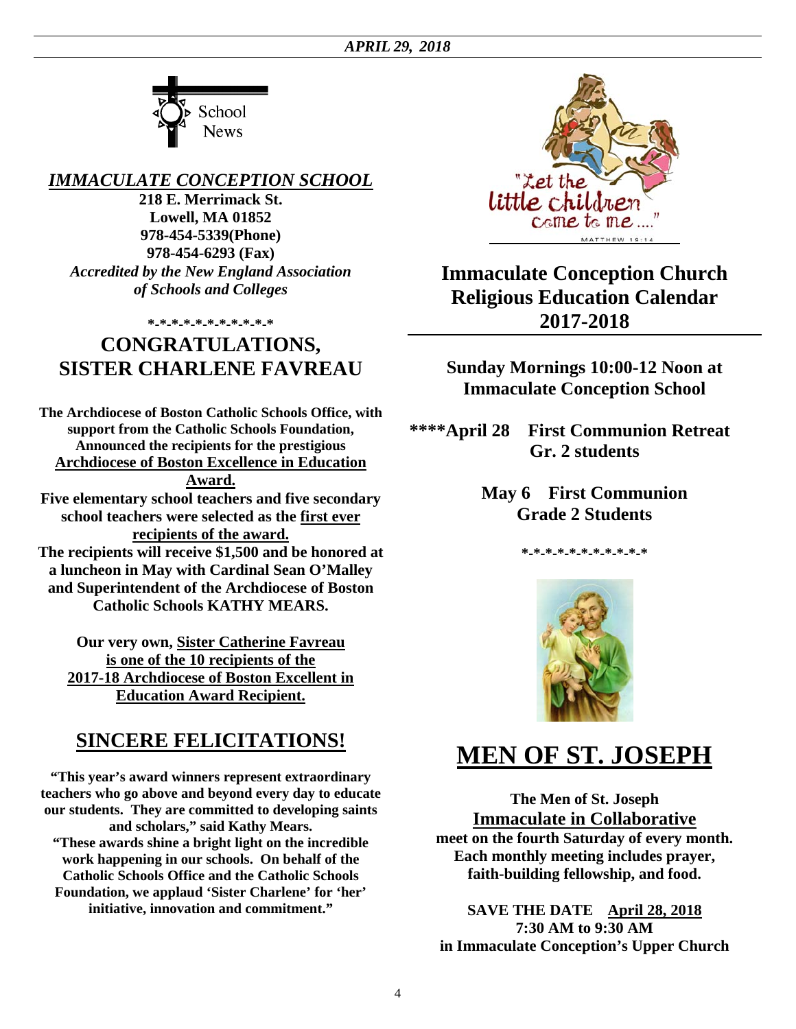*APRIL 29, 2018*

School News

## *IMMACULATE CONCEPTION SCHOOL*

**218 E. Merrimack St.**
**Lowell, MA 01852**
**978-454-5339(Phone)**
**978-454-6293 (Fax)**
***Accredited by the New England Association of Schools and Colleges***

*-*-*-*-*-*-*-*-*-*-*-*

## CONGRATULATIONS, SISTER CHARLENE FAVREAU

**The Archdiocese of Boston Catholic Schools Office, with support from the Catholic Schools Foundation, Announced the recipients for the prestigious Archdiocese of Boston Excellence in Education Award.**
**Five elementary school teachers and five secondary school teachers were selected as the first ever recipients of the award.**
**The recipients will receive $1,500 and be honored at a luncheon in May with Cardinal Sean O'Malley and Superintendent of the Archdiocese of Boston Catholic Schools KATHY MEARS.**

**Our very own, Sister Catherine Favreau is one of the 10 recipients of the 2017-18 Archdiocese of Boston Excellent in Education Award Recipient.**

## SINCERE FELICITATIONS!

**"This year's award winners represent extraordinary teachers who go above and beyond every day to educate our students. They are committed to developing saints and scholars," said Kathy Mears.**
**"These awards shine a bright light on the incredible work happening in our schools. On behalf of the Catholic Schools Office and the Catholic Schools Foundation, we applaud 'Sister Charlene' for 'her' initiative, innovation and commitment."**

"Let the little children come to me...." MATTHEW 19:14

## Immaculate Conception Church Religious Education Calendar 2017-2018

**Sunday Mornings 10:00-12 Noon at Immaculate Conception School**

**\*\*\*\*April 28 First Communion Retreat Gr. 2 students**

**May 6 First Communion Grade 2 Students**

*-*-*-*-*-*-*-*-*-*-*-*

## MEN OF ST. JOSEPH

**The Men of St. Joseph**
**Immaculate in Collaborative**
**meet on the fourth Saturday of every month. Each monthly meeting includes prayer, faith-building fellowship, and food.**

**SAVE THE DATE April 28, 2018**
**7:30 AM to 9:30 AM**
**in Immaculate Conception's Upper Church**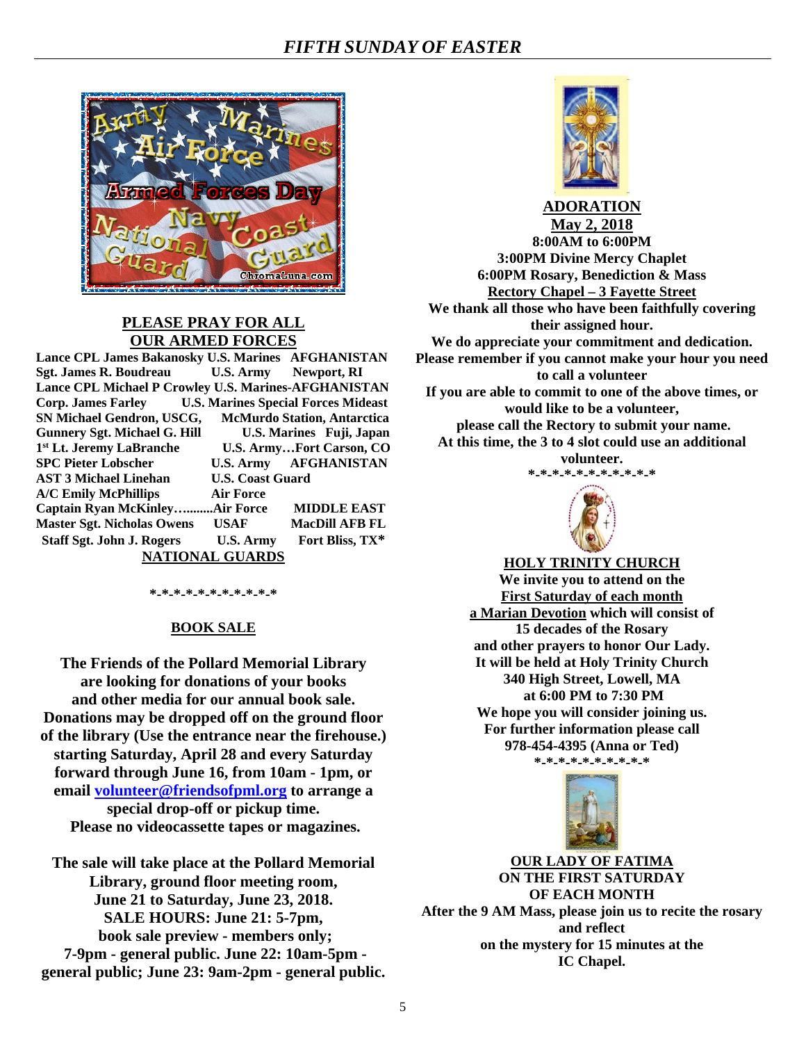# FIFTH SUNDAY OF EASTER

## PLEASE PRAY FOR ALL OUR ARMED FORCES

| | | |
|---|---|---|
| Lance CPL James Bakanosky | U.S. Marines | AFGHANISTAN |
| Sgt. James R. Boudreau | U.S. Army | Newport, RI |
| Lance CPL Michael P Crowley | U.S. Marines | AFGHANISTAN |
| Corp. James Farley | U.S. Marines Special Forces | Mideast |
| SN Michael Gendron, USCG, | | McMurdo Station, Antarctica |
| Gunnery Sgt. Michael G. Hill | U.S. Marines | Fuji, Japan |
| 1st Lt. Jeremy LaBranche | U.S. Army | Fort Carson, CO |
| SPC Pieter Lobscher | U.S. Army | AFGHANISTAN |
| AST 3 Michael Linehan | U.S. Coast Guard | |
| A/C Emily McPhillips | Air Force | |
| Captain Ryan McKinley | Air Force | MIDDLE EAST |
| Master Sgt. Nicholas Owens | USAF | MacDill AFB FL |
| Staff Sgt. John J. Rogers | U.S. Army | Fort Bliss, TX* |

**NATIONAL GUARDS**

*-*-*-*-*-*-*-*-*-*-*

## BOOK SALE

**The Friends of the Pollard Memorial Library are looking for donations of your books and other media for our annual book sale. Donations may be dropped off on the ground floor of the library (Use the entrance near the firehouse.) starting Saturday, April 28 and every Saturday forward through June 16, from 10am - 1pm, or email volunteer@friendsofpml.org to arrange a special drop-off or pickup time. Please no videocassette tapes or magazines.**

**The sale will take place at the Pollard Memorial Library, ground floor meeting room, June 21 to Saturday, June 23, 2018. SALE HOURS: June 21: 5-7pm, book sale preview - members only; 7-9pm - general public. June 22: 10am-5pm - general public; June 23: 9am-2pm - general public.**

## ADORATION

**May 2, 2018**
**8:00AM to 6:00PM**
**3:00PM Divine Mercy Chaplet**
**6:00PM Rosary, Benediction & Mass**
**Rectory Chapel – 3 Fayette Street**

**We thank all those who have been faithfully covering their assigned hour. We do appreciate your commitment and dedication. Please remember if you cannot make your hour you need to call a volunteer. If you are able to commit to one of the above times, or would like to be a volunteer, please call the Rectory to submit your name. At this time, the 3 to 4 slot could use an additional volunteer.**

*-*-*-*-*-*-*-*-*-*-*

## HOLY TRINITY CHURCH

**We invite you to attend on the First Saturday of each month a Marian Devotion which will consist of 15 decades of the Rosary and other prayers to honor Our Lady. It will be held at Holy Trinity Church 340 High Street, Lowell, MA at 6:00 PM to 7:30 PM. We hope you will consider joining us. For further information please call 978-454-4395 (Anna or Ted)**

*-*-*-*-*-*-*-*-*-*-*

## OUR LADY OF FATIMA ON THE FIRST SATURDAY OF EACH MONTH

**After the 9 AM Mass, please join us to recite the rosary and reflect on the mystery for 15 minutes at the IC Chapel.**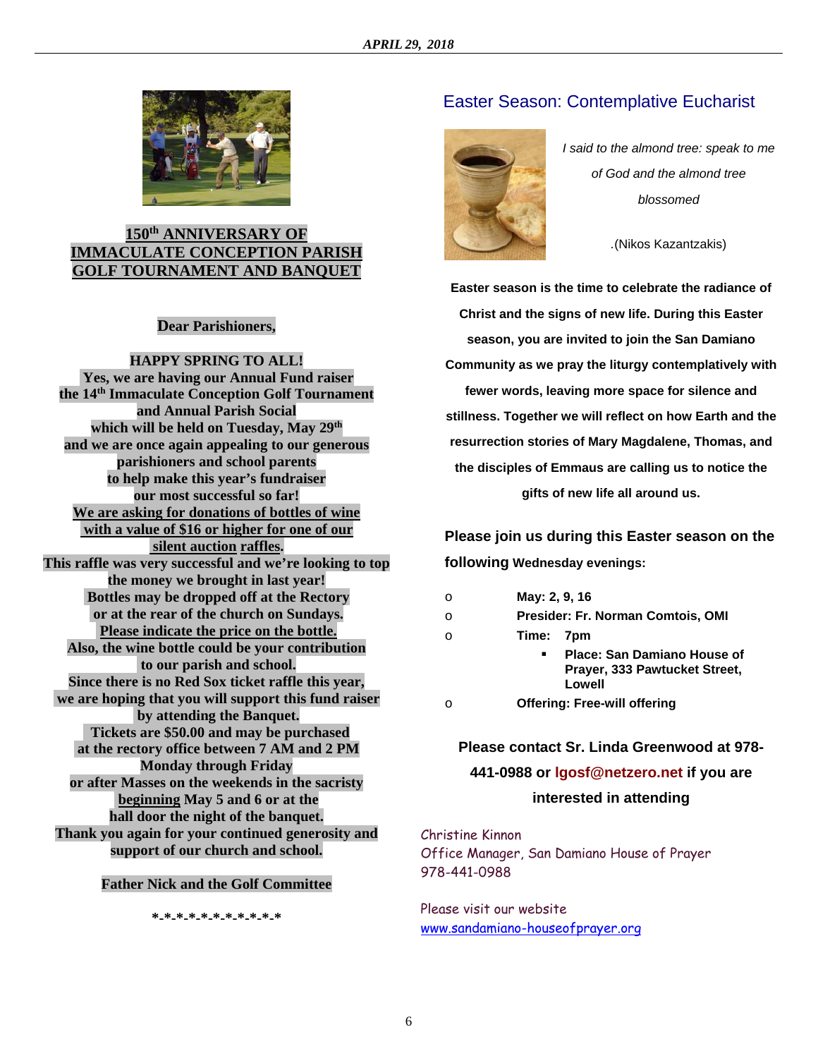## 150th ANNIVERSARY OF IMMACULATE CONCEPTION PARISH GOLF TOURNAMENT AND BANQUET

**Dear Parishioners,**

**HAPPY SPRING TO ALL!**
**Yes, we are having our Annual Fund raiser the 14th Immaculate Conception Golf Tournament and Annual Parish Social which will be held on Tuesday, May 29th and we are once again appealing to our generous parishioners and school parents to help make this year's fundraiser our most successful so far!**
**We are asking for donations of bottles of wine with a value of $16 or higher for one of our silent auction raffles.**
**This raffle was very successful and we're looking to top the money we brought in last year!**
**Bottles may be dropped off at the Rectory or at the rear of the church on Sundays.**
**Please indicate the price on the bottle.**
**Also, the wine bottle could be your contribution to our parish and school.**
**Since there is no Red Sox ticket raffle this year, we are hoping that you will support this fund raiser by attending the Banquet.**
**Tickets are $50.00 and may be purchased at the rectory office between 7 AM and 2 PM Monday through Friday or after Masses on the weekends in the sacristy beginning May 5 and 6 or at the hall door the night of the banquet.**
**Thank you again for your continued generosity and support of our church and school.**

**Father Nick and the Golf Committee**

*-*-*-*-*-*-*-*-*-*-*-*

## Easter Season: Contemplative Eucharist

*I said to the almond tree: speak to me of God and the almond tree blossomed*

.(Nikos Kazantzakis)

**Easter season is the time to celebrate the radiance of Christ and the signs of new life. During this Easter season, you are invited to join the San Damiano Community as we pray the liturgy contemplatively with fewer words, leaving more space for silence and stillness. Together we will reflect on how Earth and the resurrection stories of Mary Magdalene, Thomas, and the disciples of Emmaus are calling us to notice the gifts of new life all around us.**

**Please join us during this Easter season on the following Wednesday evenings:**

- **May: 2, 9, 16**
- **Presider: Fr. Norman Comtois, OMI**
- **Time: 7pm**
  - **Place: San Damiano House of Prayer, 333 Pawtucket Street, Lowell**
- **Offering: Free-will offering**

**Please contact Sr. Linda Greenwood at 978-441-0988 or lgosf@netzero.net if you are interested in attending**

Christine Kinnon
Office Manager, San Damiano House of Prayer
978-441-0988

Please visit our website
www.sandamiano-houseofprayer.org